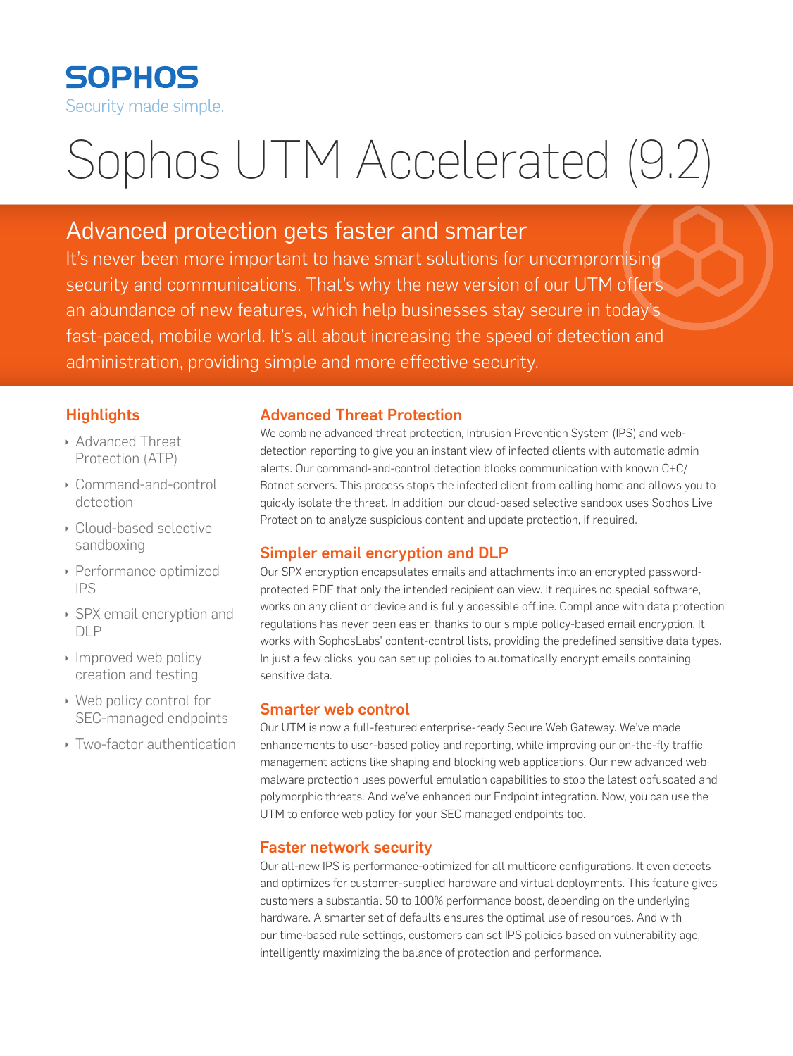SOPHOS

Security made simple.

# Sophos UTM Accelerated (9.2)

## Advanced protection gets faster and smarter

It's never been more important to have smart solutions for uncompromising security and communications. That's why the new version of our UTM offers an abundance of new features, which help businesses stay secure in today's fast-paced, mobile world. It's all about increasing the speed of detection and administration, providing simple and more effective security.

### Highlights

- Advanced Threat Protection (ATP)
- Command-and-control detection
- Cloud-based selective sandboxing
- Performance optimized IPS
- SPX email encryption and DLP
- Improved web policy creation and testing
- Web policy control for SEC-managed endpoints
- Two-factor authentication

### Advanced Threat Protection

We combine advanced threat protection, Intrusion Prevention System (IPS) and web-detection reporting to give you an instant view of infected clients with automatic admin alerts. Our command-and-control detection blocks communication with known C+C/Botnet servers. This process stops the infected client from calling home and allows you to quickly isolate the threat. In addition, our cloud-based selective sandbox uses Sophos Live Protection to analyze suspicious content and update protection, if required.

### Simpler email encryption and DLP

Our SPX encryption encapsulates emails and attachments into an encrypted password-protected PDF that only the intended recipient can view. It requires no special software, works on any client or device and is fully accessible offline. Compliance with data protection regulations has never been easier, thanks to our simple policy-based email encryption. It works with SophosLabs' content-control lists, providing the predefined sensitive data types. In just a few clicks, you can set up policies to automatically encrypt emails containing sensitive data.

### Smarter web control

Our UTM is now a full-featured enterprise-ready Secure Web Gateway. We've made enhancements to user-based policy and reporting, while improving our on-the-fly traffic management actions like shaping and blocking web applications. Our new advanced web malware protection uses powerful emulation capabilities to stop the latest obfuscated and polymorphic threats. And we've enhanced our Endpoint integration. Now, you can use the UTM to enforce web policy for your SEC managed endpoints too.

### Faster network security

Our all-new IPS is performance-optimized for all multicore configurations. It even detects and optimizes for customer-supplied hardware and virtual deployments. This feature gives customers a substantial 50 to 100% performance boost, depending on the underlying hardware. A smarter set of defaults ensures the optimal use of resources. And with our time-based rule settings, customers can set IPS policies based on vulnerability age, intelligently maximizing the balance of protection and performance.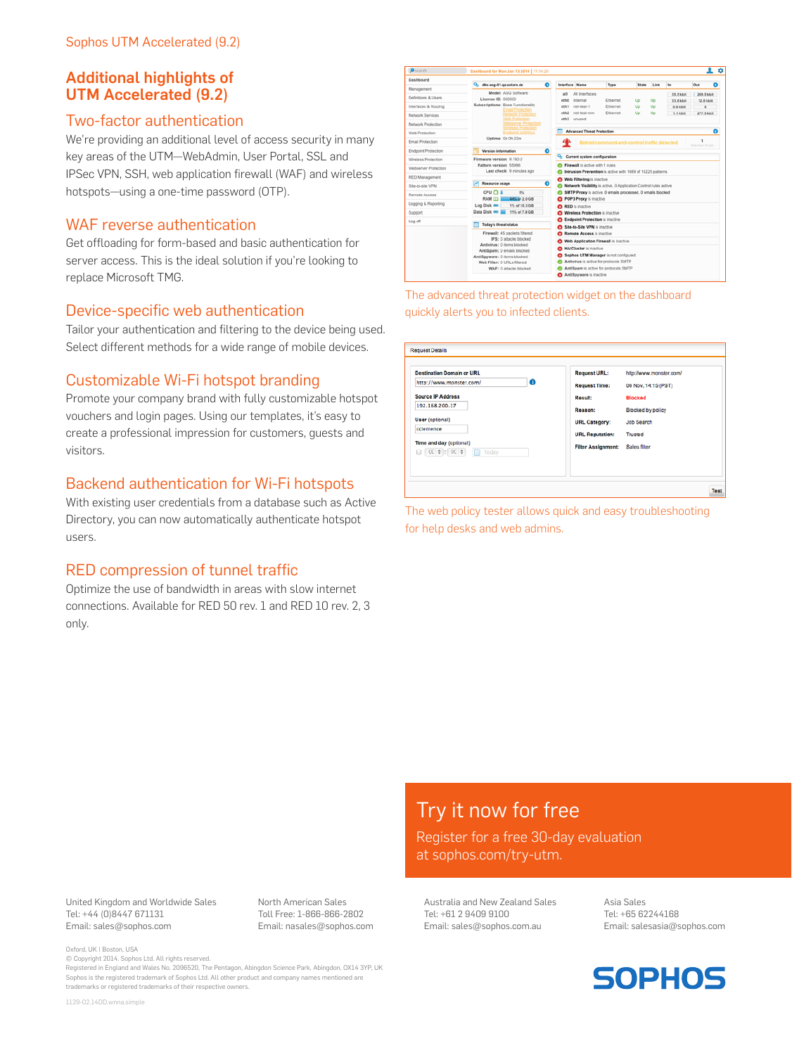Sophos UTM Accelerated (9.2)

## Additional highlights of UTM Accelerated (9.2)

### Two-factor authentication

We're providing an additional level of access security in many key areas of the UTM—WebAdmin, User Portal, SSL and IPSec VPN, SSH, web application firewall (WAF) and wireless hotspots—using a one-time password (OTP).

### WAF reverse authentication

Get offloading for form-based and basic authentication for server access. This is the ideal solution if you're looking to replace Microsoft TMG.

### Device-specific web authentication

Tailor your authentication and filtering to the device being used. Select different methods for a wide range of mobile devices.

### Customizable Wi-Fi hotspot branding

Promote your company brand with fully customizable hotspot vouchers and login pages. Using our templates, it's easy to create a professional impression for customers, guests and visitors.

### Backend authentication for Wi-Fi hotspots

With existing user credentials from a database such as Active Directory, you can now automatically authenticate hotspot users.

### RED compression of tunnel traffic

Optimize the use of bandwidth in areas with slow internet connections. Available for RED 50 rev. 1 and RED 10 rev. 2, 3 only.

The advanced threat protection widget on the dashboard quickly alerts you to infected clients.

The web policy tester allows quick and easy troubleshooting for help desks and web admins.

## Try it now for free

Register for a free 30-day evaluation at sophos.com/try-utm.

United Kingdom and Worldwide Sales
Tel: +44 (0)8447 671131
Email: sales@sophos.com

North American Sales
Toll Free: 1-866-866-2802
Email: nasales@sophos.com

Australia and New Zealand Sales
Tel: +61 2 9409 9100
Email: sales@sophos.com.au

Asia Sales
Tel: +65 62244168
Email: salesasia@sophos.com

Oxford, UK | Boston, USA
© Copyright 2014. Sophos Ltd. All rights reserved.
Registered in England and Wales No. 2096520, The Pentagon, Abingdon Science Park, Abingdon, OX14 3YP, UK
Sophos is the registered trademark of Sophos Ltd. All other product and company names mentioned are trademarks or registered trademarks of their respective owners.

1129-02.14DD.wnna.simple

SOPHOS